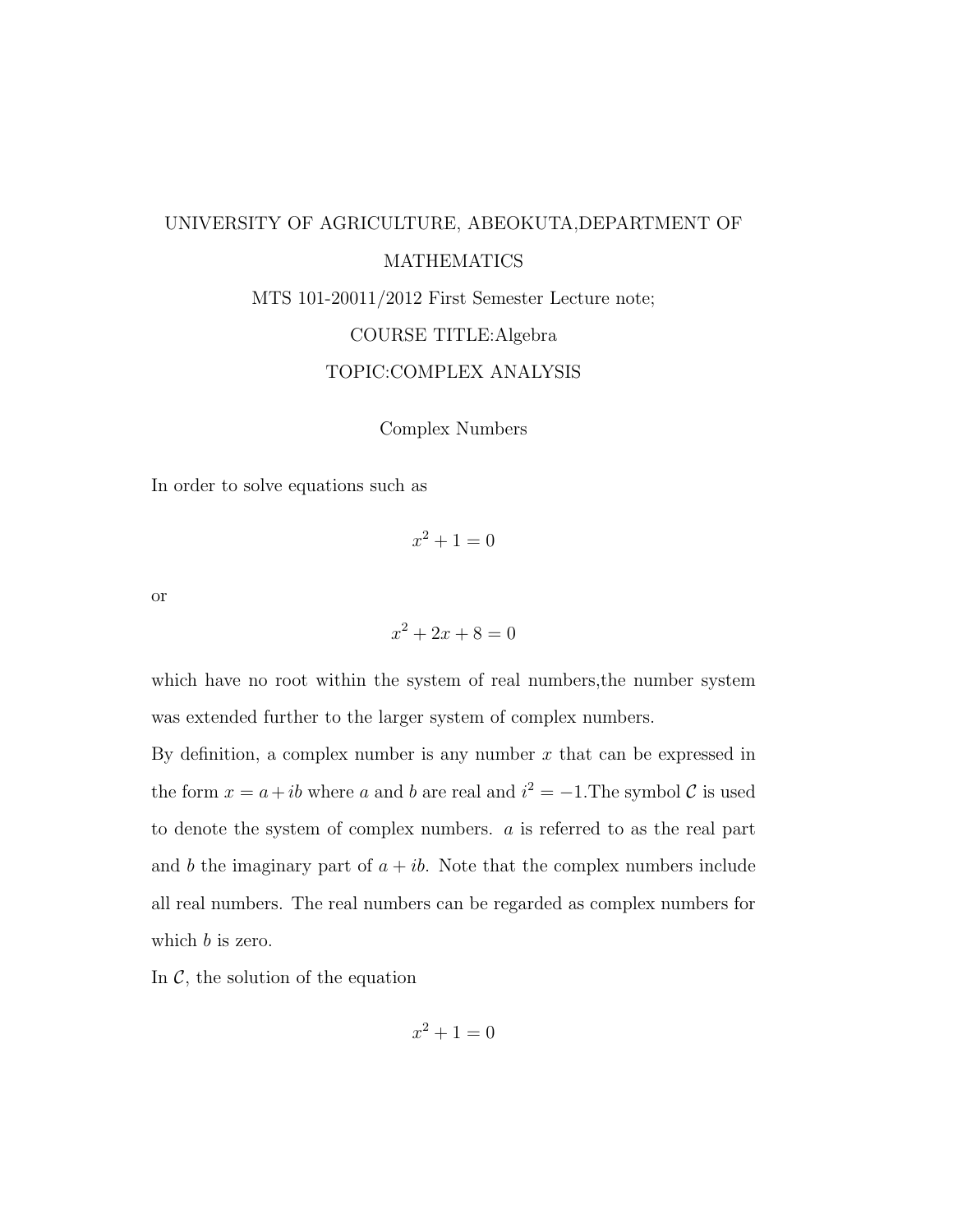UNIVERSITY OF AGRICULTURE, ABEOKUTA,DEPARTMENT OF MATHEMATICS

MTS 101-20011/2012 First Semester Lecture note;

COURSE TITLE:Algebra

TOPIC:COMPLEX ANALYSIS

## Complex Numbers

In order to solve equations such as

$$x^2 + 1 = 0$$

or

$$x^2 + 2x + 8 = 0$$

which have no root within the system of real numbers,the number system was extended further to the larger system of complex numbers.

By definition, a complex number is any number $x$ that can be expressed in the form $x = a + ib$ where $a$ and $b$ are real and $i^2 = -1$.The symbol $\mathcal{C}$ is used to denote the system of complex numbers. $a$ is referred to as the real part and $b$ the imaginary part of $a + ib$. Note that the complex numbers include all real numbers. The real numbers can be regarded as complex numbers for which $b$ is zero.

In $\mathcal{C}$, the solution of the equation

$$x^2 + 1 = 0$$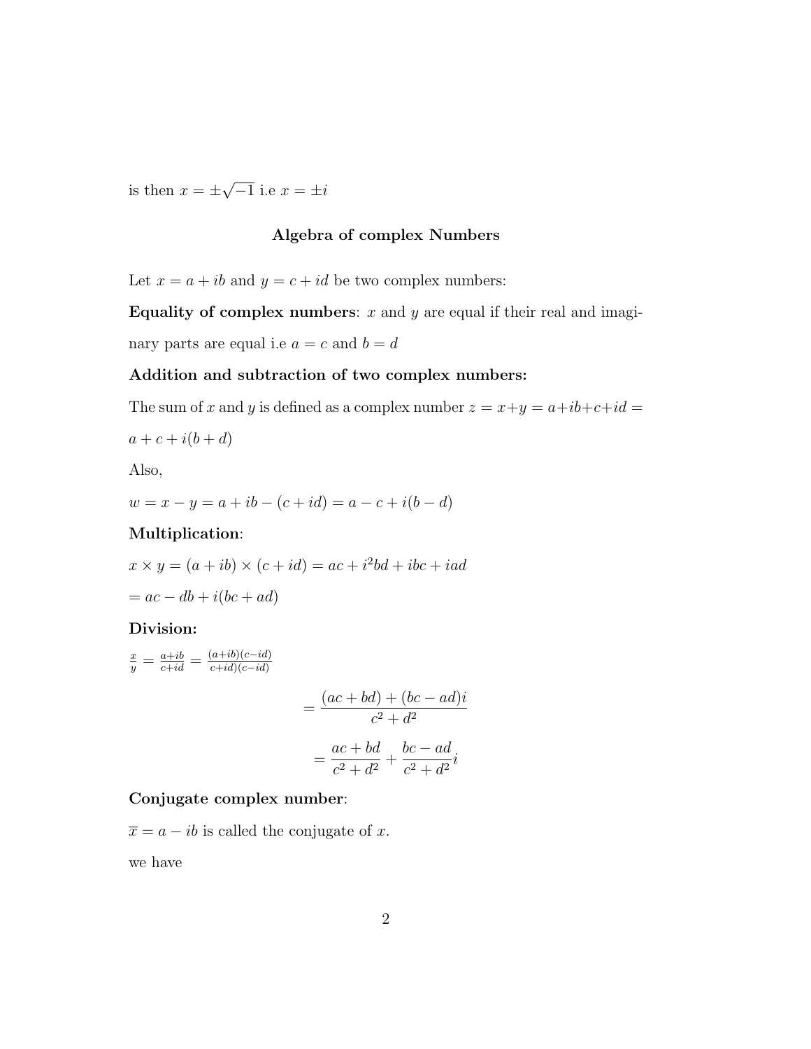is then $x = \pm\sqrt{-1}$ i.e $x = \pm i$

## Algebra of complex Numbers

Let $x = a + ib$ and $y = c + id$ be two complex numbers:

**Equality of complex numbers**: $x$ and $y$ are equal if their real and imaginary parts are equal i.e $a = c$ and $b = d$

**Addition and subtraction of two complex numbers:**

The sum of $x$ and $y$ is defined as a complex number $z = x+y = a+ib+c+id = a + c + i(b + d)$

Also,

$w = x - y = a + ib - (c + id) = a - c + i(b - d)$

**Multiplication**:

$x \times y = (a + ib) \times (c + id) = ac + i^2bd + ibc + iad$

$= ac - db + i(bc + ad)$

**Division:**

$\frac{x}{y} = \frac{a+ib}{c+id} = \frac{(a+ib)(c-id)}{c+id)(c-id)}$

$$= \frac{(ac + bd) + (bc - ad)i}{c^2 + d^2}$$

$$= \frac{ac + bd}{c^2 + d^2} + \frac{bc - ad}{c^2 + d^2}i$$

**Conjugate complex number**:

$\overline{x} = a - ib$ is called the conjugate of $x$.

we have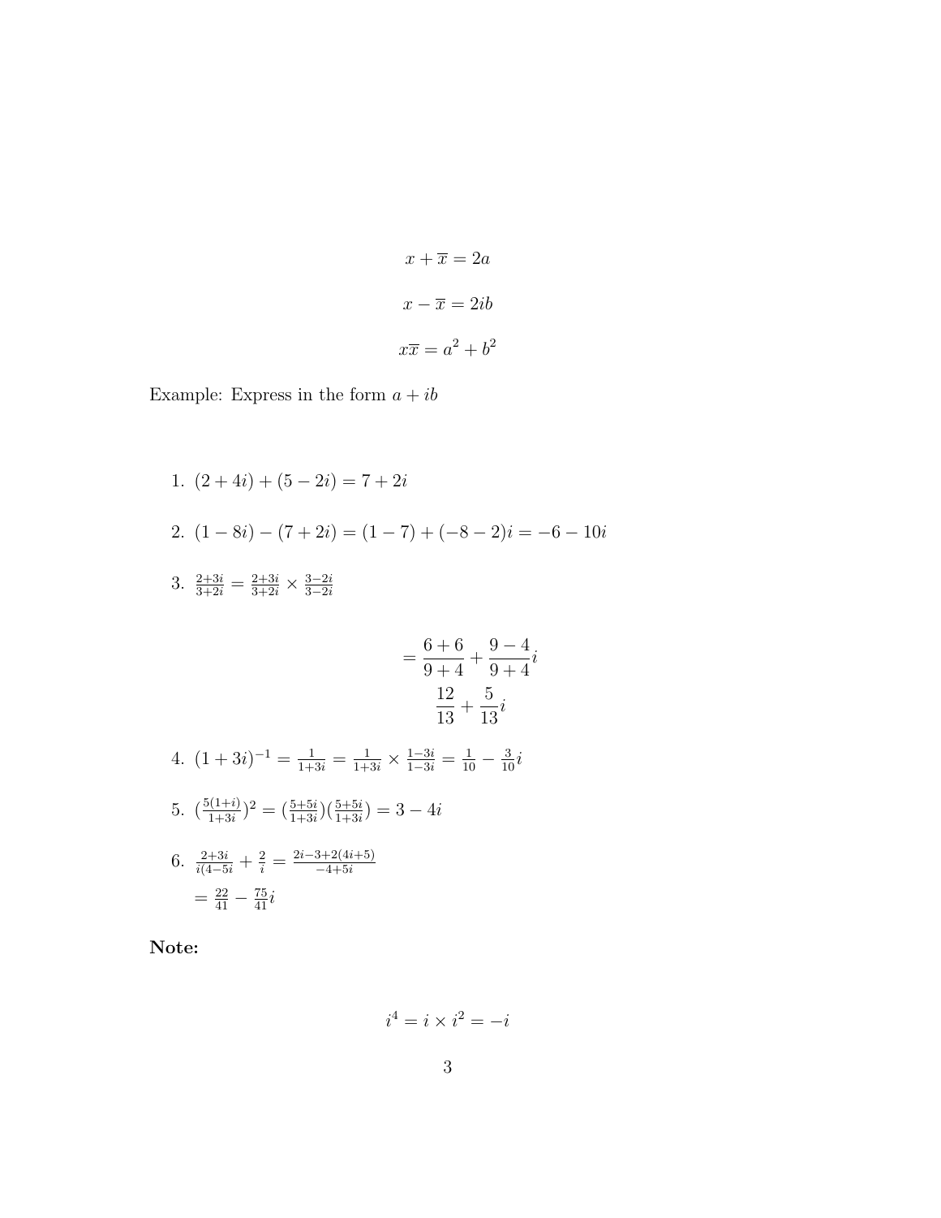$$x + \overline{x} = 2a$$

$$x - \overline{x} = 2ib$$

$$x\overline{x} = a^2 + b^2$$

Example: Express in the form $a + ib$

1. $(2+4i) + (5-2i) = 7+2i$

2. $(1-8i) - (7+2i) = (1-7) + (-8-2)i = -6-10i$

3. $\frac{2+3i}{3+2i} = \frac{2+3i}{3+2i} \times \frac{3-2i}{3-2i}$

$$= \frac{6+6}{9+4} + \frac{9-4}{9+4}i$$
$$\frac{12}{13} + \frac{5}{13}i$$

4. $(1+3i)^{-1} = \frac{1}{1+3i} = \frac{1}{1+3i} \times \frac{1-3i}{1-3i} = \frac{1}{10} - \frac{3}{10}i$

5. $(\frac{5(1+i)}{1+3i})^2 = (\frac{5+5i}{1+3i})(\frac{5+5i}{1+3i}) = 3-4i$

6. $\frac{2+3i}{i(4-5i} + \frac{2}{i} = \frac{2i-3+2(4i+5)}{-4+5i}$
   $= \frac{22}{41} - \frac{75}{41}i$

**Note:**

$$i^4 = i \times i^2 = -i$$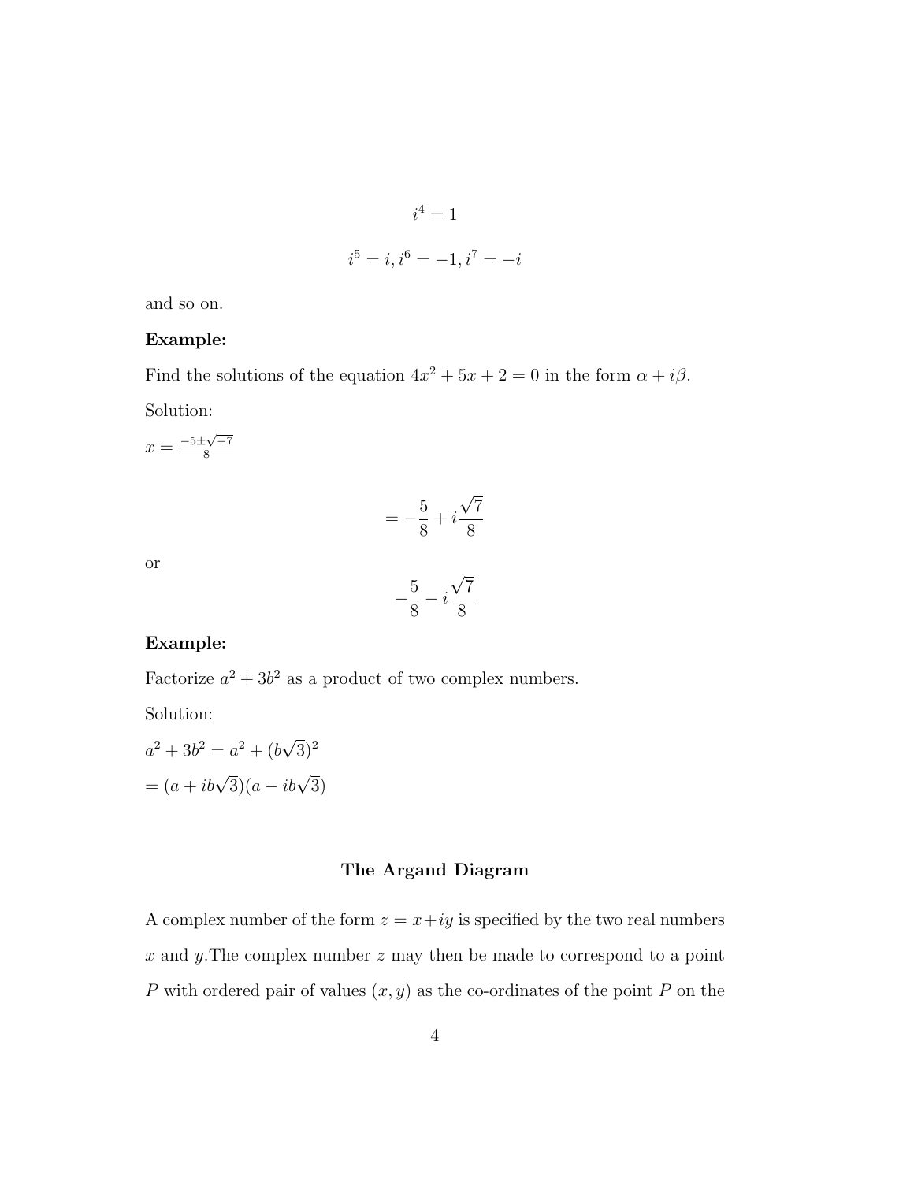$$i^4 = 1$$

$$i^5 = i, i^6 = -1, i^7 = -i$$

and so on.

**Example:**

Find the solutions of the equation $4x^2 + 5x + 2 = 0$ in the form $\alpha + i\beta$.

Solution:

$x = \frac{-5 \pm \sqrt{-7}}{8}$

$$= -\frac{5}{8} + i\frac{\sqrt{7}}{8}$$

or

$$-\frac{5}{8} - i\frac{\sqrt{7}}{8}$$

**Example:**

Factorize $a^2 + 3b^2$ as a product of two complex numbers.

Solution:

$a^2 + 3b^2 = a^2 + (b\sqrt{3})^2$

$= (a + ib\sqrt{3})(a - ib\sqrt{3})$

## The Argand Diagram

A complex number of the form $z = x+iy$ is specified by the two real numbers $x$ and $y$.The complex number $z$ may then be made to correspond to a point $P$ with ordered pair of values $(x, y)$ as the co-ordinates of the point $P$ on the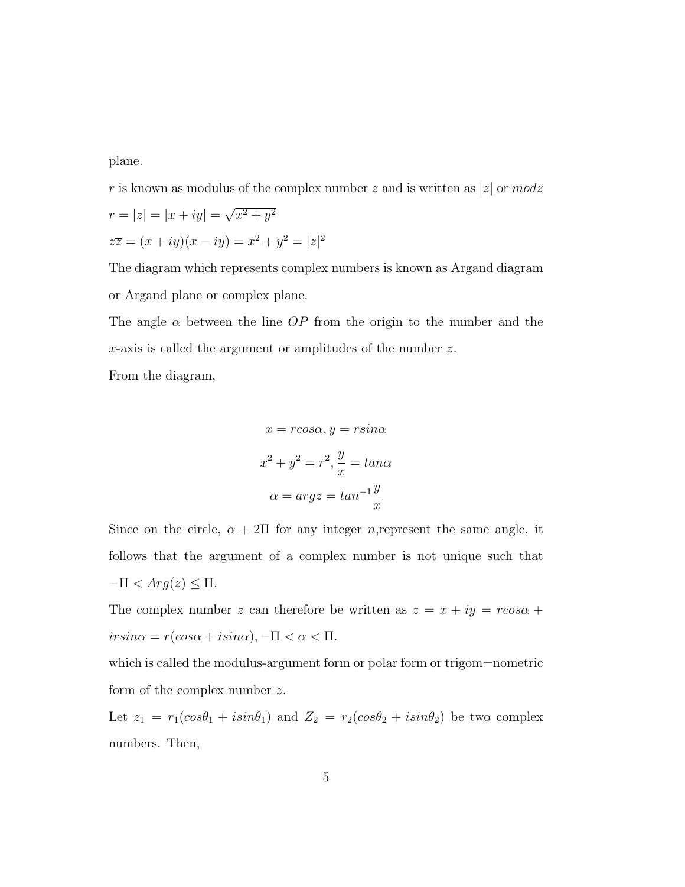plane.

$r$ is known as modulus of the complex number $z$ and is written as $|z|$ or $modz$

$r = |z| = |x + iy| = \sqrt{x^2 + y^2}$

$z\overline{z} = (x + iy)(x - iy) = x^2 + y^2 = |z|^2$

The diagram which represents complex numbers is known as Argand diagram or Argand plane or complex plane.

The angle $\alpha$ between the line $OP$ from the origin to the number and the $x$-axis is called the argument or amplitudes of the number $z$.

From the diagram,

$$x = rcos\alpha, y = rsin\alpha$$

$$x^2 + y^2 = r^2, \frac{y}{x} = tan\alpha$$

$$\alpha = argz = tan^{-1}\frac{y}{x}$$

Since on the circle, $\alpha + 2\Pi$ for any integer $n$,represent the same angle, it follows that the argument of a complex number is not unique such that $-\Pi < Arg(z) \leq \Pi$.

The complex number $z$ can therefore be written as $z = x + iy = rcos\alpha + irsin\alpha = r(cos\alpha + isin\alpha), -\Pi < \alpha < \Pi$.

which is called the modulus-argument form or polar form or trigom=nometric form of the complex number $z$.

Let $z_1 = r_1(cos\theta_1 + isin\theta_1)$ and $Z_2 = r_2(cos\theta_2 + isin\theta_2)$ be two complex numbers. Then,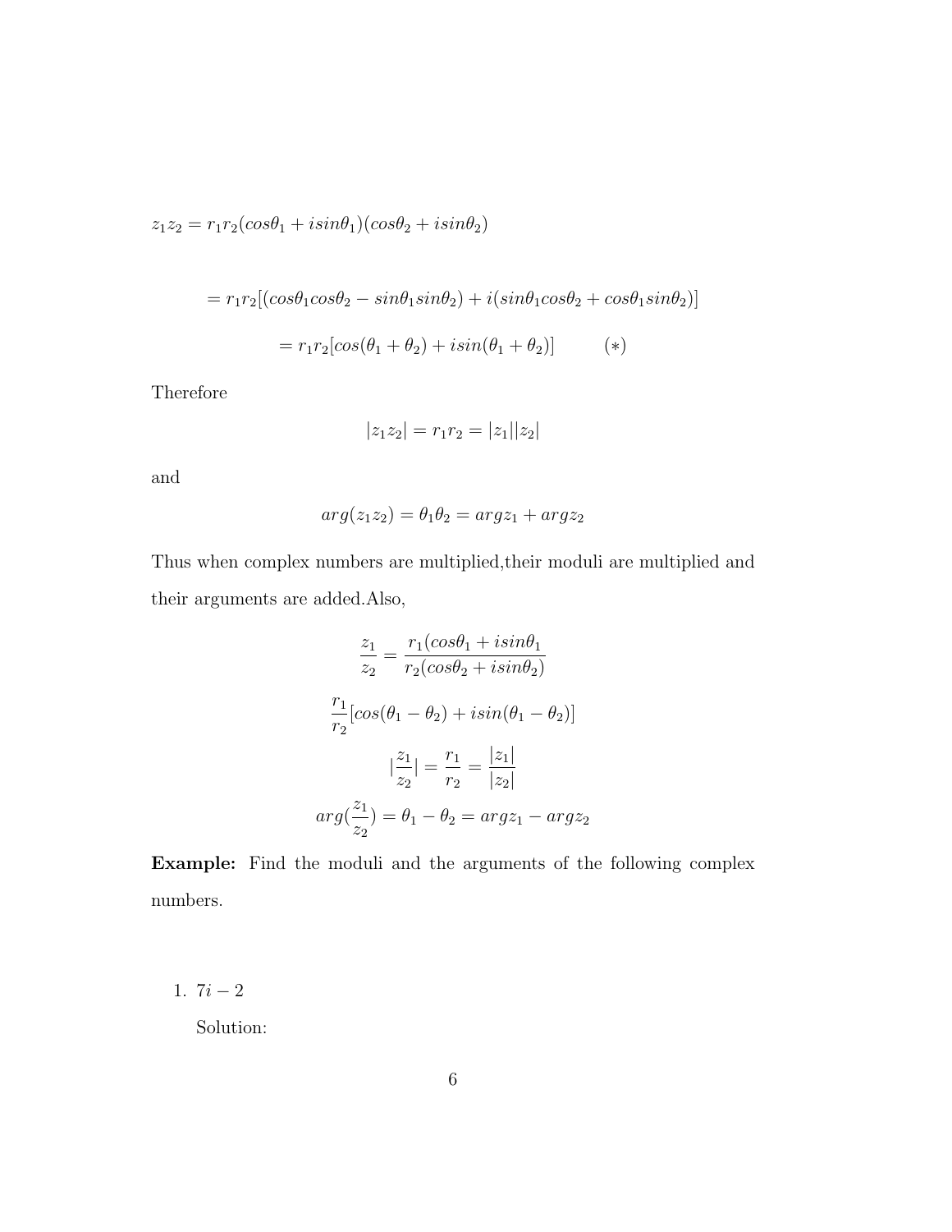$$z_1 z_2 = r_1 r_2 (cos\theta_1 + isin\theta_1)(cos\theta_2 + isin\theta_2)$$

$$= r_1 r_2[(cos\theta_1 cos\theta_2 - sin\theta_1 sin\theta_2) + i(sin\theta_1 cos\theta_2 + cos\theta_1 sin\theta_2)]$$

$$= r_1 r_2[cos(\theta_1 + \theta_2) + isin(\theta_1 + \theta_2)] \qquad (*)$$

Therefore

$$|z_1 z_2| = r_1 r_2 = |z_1||z_2|$$

and

$$arg(z_1 z_2) = \theta_1 \theta_2 = argz_1 + argz_2$$

Thus when complex numbers are multiplied,their moduli are multiplied and their arguments are added.Also,

$$\frac{z_1}{z_2} = \frac{r_1(cos\theta_1 + isin\theta_1}{r_2(cos\theta_2 + isin\theta_2)}$$

$$\frac{r_1}{r_2}[cos(\theta_1 - \theta_2) + isin(\theta_1 - \theta_2)]$$

$$|\frac{z_1}{z_2}| = \frac{r_1}{r_2} = \frac{|z_1|}{|z_2|}$$

$$arg(\frac{z_1}{z_2}) = \theta_1 - \theta_2 = argz_1 - argz_2$$

**Example:** Find the moduli and the arguments of the following complex numbers.

1. $7i - 2$

   Solution: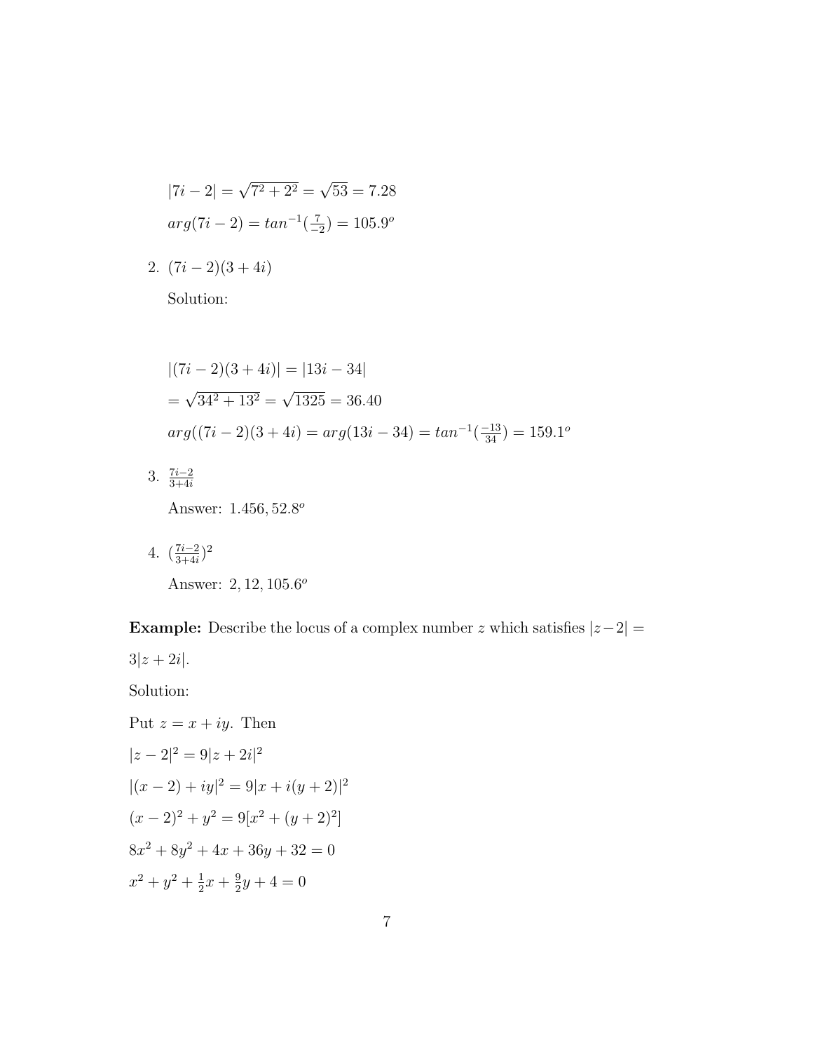$|7i - 2| = \sqrt{7^2 + 2^2} = \sqrt{53} = 7.28$

$arg(7i - 2) = tan^{-1}(\frac{7}{-2}) = 105.9^o$

2. $(7i - 2)(3 + 4i)$

   Solution:

   $|(7i - 2)(3 + 4i)| = |13i - 34|$

   $= \sqrt{34^2 + 13^2} = \sqrt{1325} = 36.40$

   $arg((7i - 2)(3 + 4i) = arg(13i - 34) = tan^{-1}(\frac{-13}{34}) = 159.1^o$

3. $\frac{7i-2}{3+4i}$

   Answer: $1.456, 52.8^o$

4. $(\frac{7i-2}{3+4i})^2$

   Answer: $2, 12, 105.6^o$

**Example:** Describe the locus of a complex number $z$ which satisfies $|z - 2| = 3|z + 2i|$.

Solution:

Put $z = x + iy$. Then

$|z - 2|^2 = 9|z + 2i|^2$

$|(x - 2) + iy|^2 = 9|x + i(y + 2)|^2$

$(x - 2)^2 + y^2 = 9[x^2 + (y + 2)^2]$

$8x^2 + 8y^2 + 4x + 36y + 32 = 0$

$x^2 + y^2 + \frac{1}{2}x + \frac{9}{2}y + 4 = 0$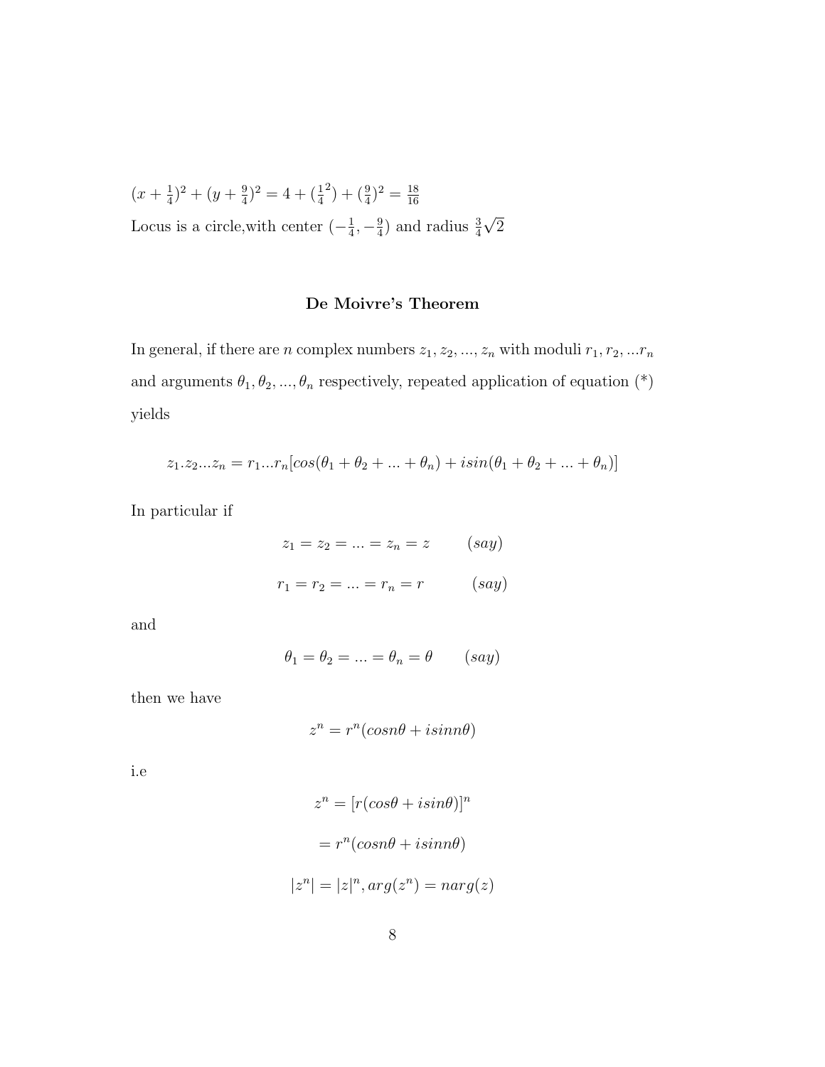$(x + \frac{1}{4})^2 + (y + \frac{9}{4})^2 = 4 + (\frac{1}{4}^2) + (\frac{9}{4})^2 = \frac{18}{16}$

Locus is a circle,with center $(-\frac{1}{4}, -\frac{9}{4})$ and radius $\frac{3}{4}\sqrt{2}$

### De Moivre's Theorem

In general, if there are $n$ complex numbers $z_1, z_2, ..., z_n$ with moduli $r_1, r_2, ...r_n$ and arguments $\theta_1, \theta_2, ..., \theta_n$ respectively, repeated application of equation (*) yields

$$z_1.z_2...z_n = r_1...r_n[cos(\theta_1 + \theta_2 + ... + \theta_n) + isin(\theta_1 + \theta_2 + ... + \theta_n)]$$

In particular if

$$z_1 = z_2 = ... = z_n = z \qquad (say)$$

$$r_1 = r_2 = ... = r_n = r \qquad (say)$$

and

$$\theta_1 = \theta_2 = ... = \theta_n = \theta \qquad (say)$$

then we have

$$z^n = r^n(cosn\theta + isinn\theta)$$

i.e

$$z^n = [r(cos\theta + isin\theta)]^n$$

$$= r^n(cosn\theta + isinn\theta)$$

$$|z^n| = |z|^n, arg(z^n) = narg(z)$$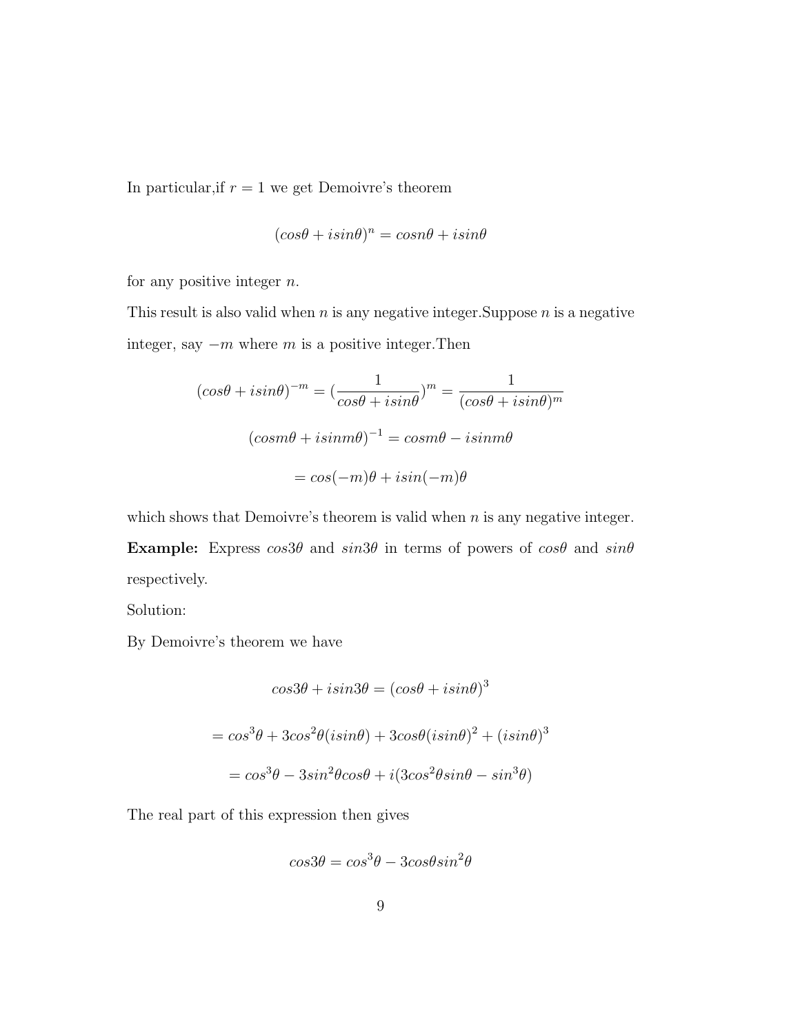In particular,if $r = 1$ we get Demoivre's theorem

$$(cos\theta + isin\theta)^n = cosn\theta + isin\theta$$

for any positive integer $n$.

This result is also valid when $n$ is any negative integer.Suppose $n$ is a negative integer, say $-m$ where $m$ is a positive integer.Then

$$(cos\theta + isin\theta)^{-m} = (\frac{1}{cos\theta + isin\theta})^m = \frac{1}{(cos\theta + isin\theta)^m}$$

$$(cosm\theta + isinm\theta)^{-1} = cosm\theta - isinm\theta$$

$$= cos(-m)\theta + isin(-m)\theta$$

which shows that Demoivre's theorem is valid when $n$ is any negative integer.

**Example:** Express $cos3\theta$ and $sin3\theta$ in terms of powers of $cos\theta$ and $sin\theta$ respectively.

Solution:

By Demoivre's theorem we have

$$cos3\theta + isin3\theta = (cos\theta + isin\theta)^3$$

$$= cos^3\theta + 3cos^2\theta(isin\theta) + 3cos\theta(isin\theta)^2 + (isin\theta)^3$$

$$= cos^3\theta - 3sin^2\theta cos\theta + i(3cos^2\theta sin\theta - sin^3\theta)$$

The real part of this expression then gives

$$cos3\theta = cos^3\theta - 3cos\theta sin^2\theta$$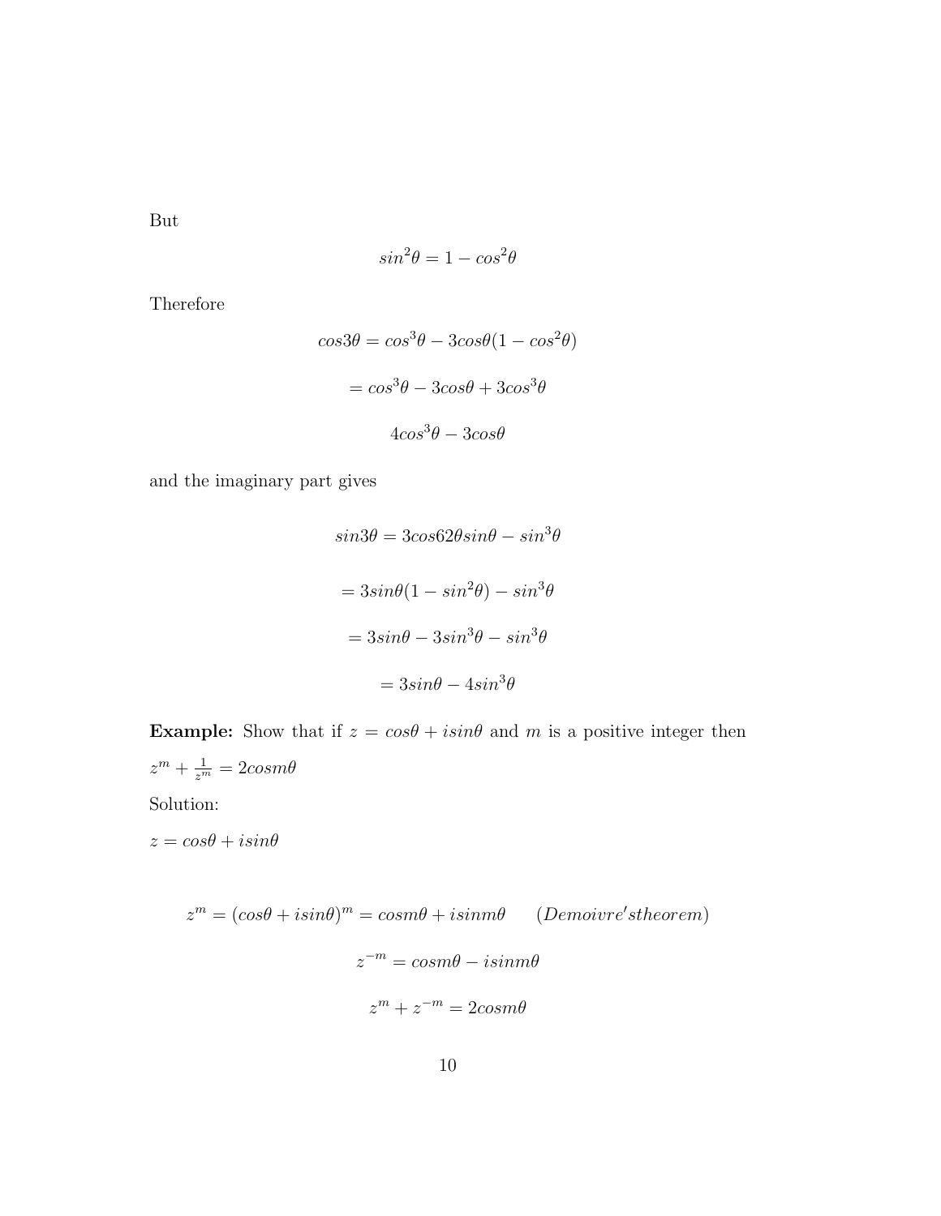But

$$sin^2\theta = 1 - cos^2\theta$$

Therefore

$$cos3\theta = cos^3\theta - 3cos\theta(1 - cos^2\theta)$$

$$= cos^3\theta - 3cos\theta + 3cos^3\theta$$

$$4cos^3\theta - 3cos\theta$$

and the imaginary part gives

$$sin3\theta = 3cos62\theta sin\theta - sin^3\theta$$

$$= 3sin\theta(1 - sin^2\theta) - sin^3\theta$$

$$= 3sin\theta - 3sin^3\theta - sin^3\theta$$

$$= 3sin\theta - 4sin^3\theta$$

**Example:** Show that if $z = cos\theta + isin\theta$ and $m$ is a positive integer then $z^m + \frac{1}{z^m} = 2cosm\theta$

Solution:

$z = cos\theta + isin\theta$

$$z^m = (cos\theta + isin\theta)^m = cosm\theta + isinm\theta \qquad (Demoivre'stheorem)$$

$$z^{-m} = cosm\theta - isinm\theta$$

$$z^m + z^{-m} = 2cosm\theta$$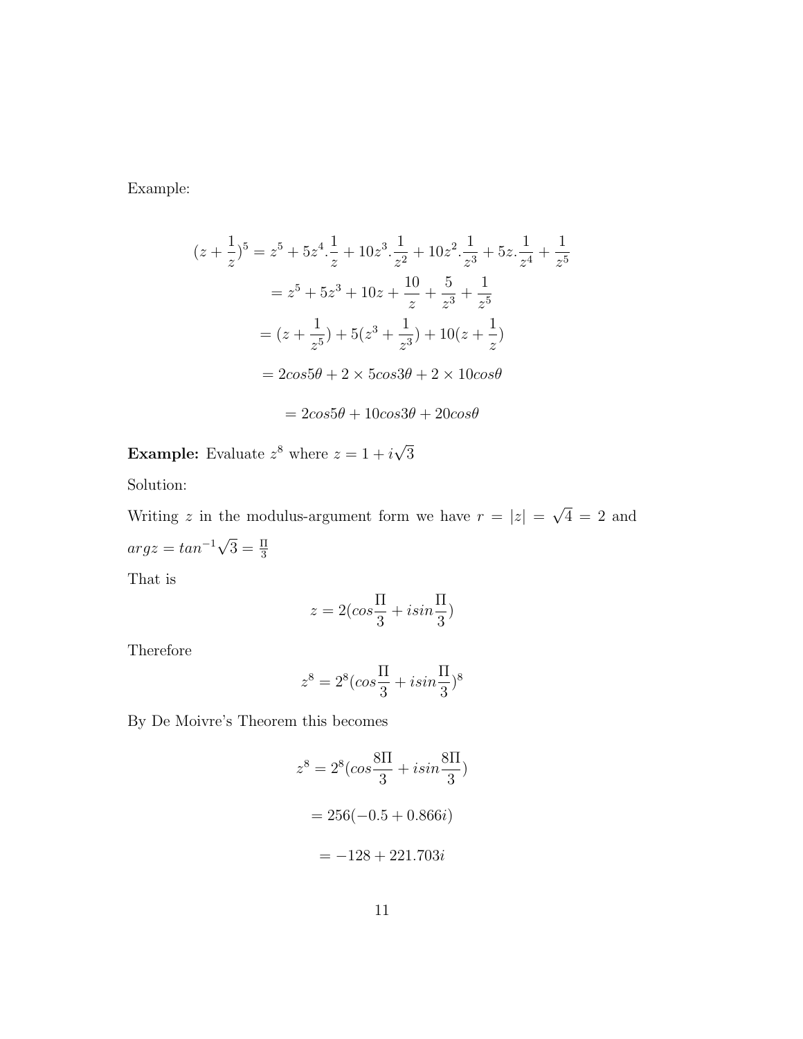Example:

$$(z+\frac{1}{z})^5 = z^5 + 5z^4.\frac{1}{z} + 10z^3.\frac{1}{z^2} + 10z^2.\frac{1}{z^3} + 5z.\frac{1}{z^4} + \frac{1}{z^5}$$

$$= z^5 + 5z^3 + 10z + \frac{10}{z} + \frac{5}{z^3} + \frac{1}{z^5}$$

$$= (z + \frac{1}{z^5}) + 5(z^3 + \frac{1}{z^3}) + 10(z + \frac{1}{z})$$

$$= 2cos5\theta + 2 \times 5cos3\theta + 2 \times 10cos\theta$$

$$= 2cos5\theta + 10cos3\theta + 20cos\theta$$

**Example:** Evaluate $z^8$ where $z = 1 + i\sqrt{3}$

Solution:

Writing $z$ in the modulus-argument form we have $r = |z| = \sqrt{4} = 2$ and $argz = tan^{-1}\sqrt{3} = \frac{\Pi}{3}$

That is

$$z = 2(cos\frac{\Pi}{3} + isin\frac{\Pi}{3})$$

Therefore

$$z^8 = 2^8(cos\frac{\Pi}{3} + isin\frac{\Pi}{3})^8$$

By De Moivre's Theorem this becomes

$$z^8 = 2^8(cos\frac{8\Pi}{3} + isin\frac{8\Pi}{3})$$

$$= 256(-0.5 + 0.866i)$$

$$= -128 + 221.703i$$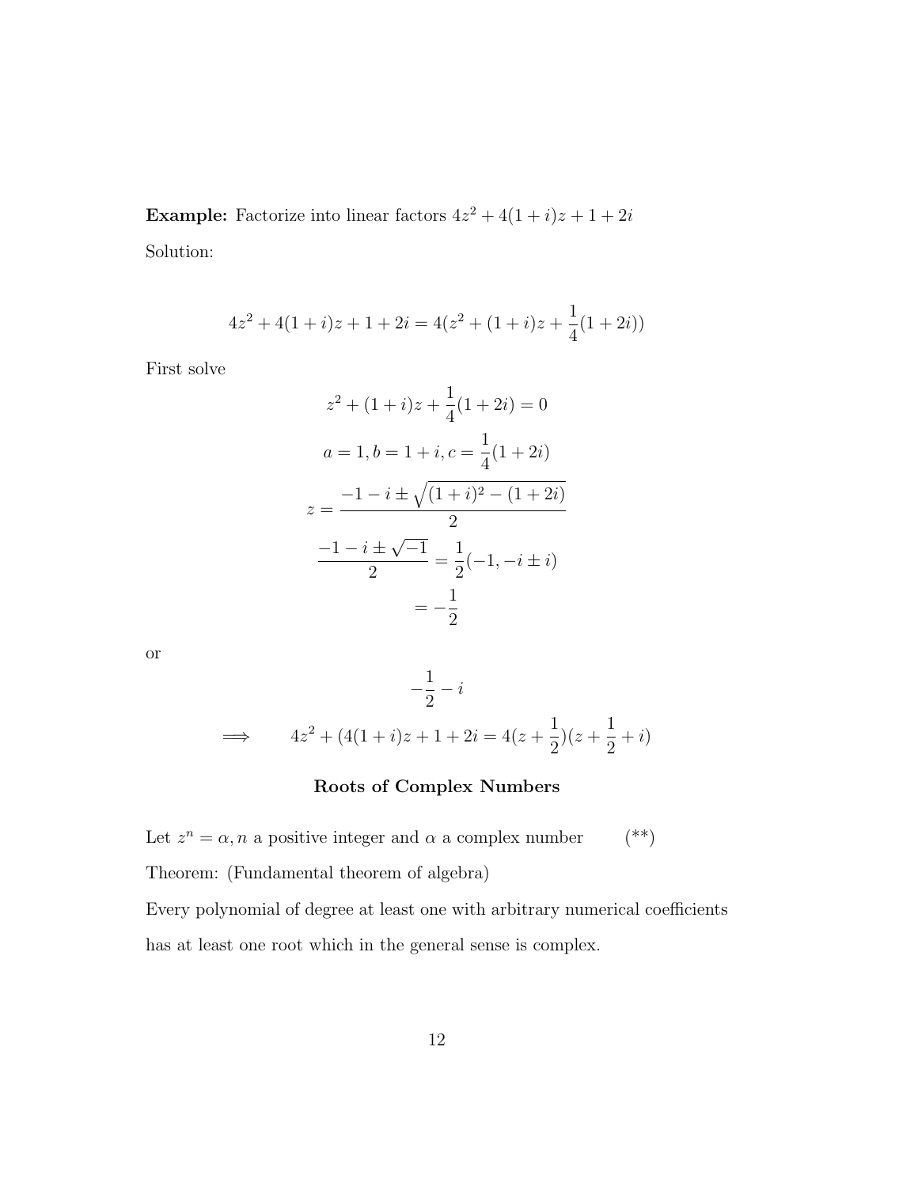**Example:** Factorize into linear factors $4z^2 + 4(1+i)z + 1 + 2i$

Solution:

$$4z^2 + 4(1+i)z + 1 + 2i = 4(z^2 + (1+i)z + \frac{1}{4}(1+2i))$$

First solve

$$z^2 + (1+i)z + \frac{1}{4}(1+2i) = 0$$

$$a = 1, b = 1+i, c = \frac{1}{4}(1+2i)$$

$$z = \frac{-1-i \pm \sqrt{(1+i)^2 - (1+2i)}}{2}$$

$$\frac{-1-i \pm \sqrt{-1}}{2} = \frac{1}{2}(-1, -i \pm i)$$

$$= -\frac{1}{2}$$

or

$$-\frac{1}{2} - i$$

$$\implies \qquad 4z^2 + (4(1+i)z + 1 + 2i = 4(z + \frac{1}{2})(z + \frac{1}{2} + i)$$

### Roots of Complex Numbers

Let $z^n = \alpha, n$ a positive integer and $\alpha$ a complex number (**)

Theorem: (Fundamental theorem of algebra)

Every polynomial of degree at least one with arbitrary numerical coefficients has at least one root which in the general sense is complex.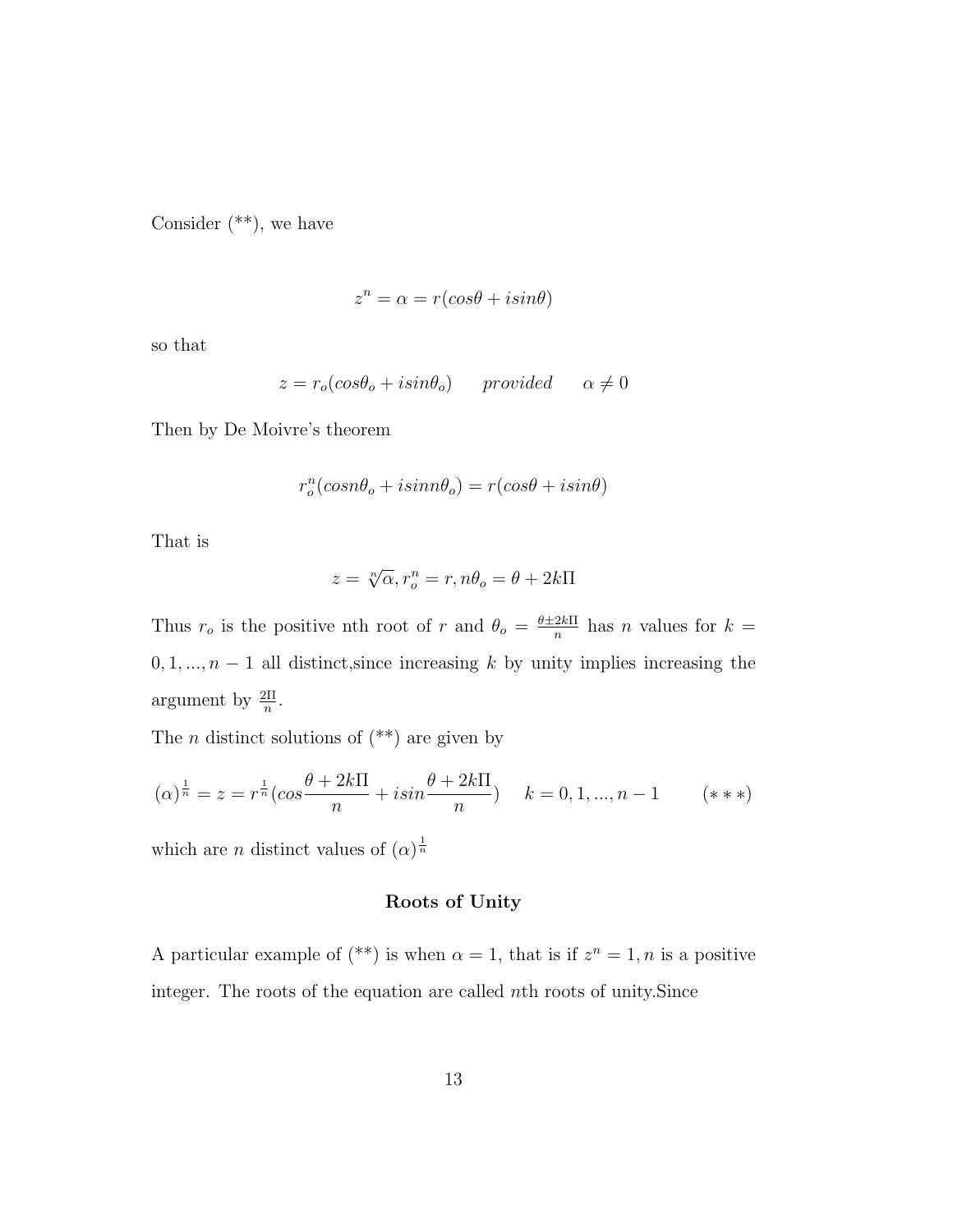Consider (**), we have

$$z^n = \alpha = r(cos\theta + isin\theta)$$

so that

$$z = r_o(cos\theta_o + isin\theta_o) \qquad provided \qquad \alpha \neq 0$$

Then by De Moivre's theorem

$$r_o^n(cosn\theta_o + isinn\theta_o) = r(cos\theta + isin\theta)$$

That is

$$z = \sqrt[n]{\alpha}, r_o^n = r, n\theta_o = \theta + 2k\Pi$$

Thus $r_o$ is the positive nth root of $r$ and $\theta_o = \frac{\theta \pm 2k\Pi}{n}$ has $n$ values for $k = 0, 1, ..., n-1$ all distinct,since increasing $k$ by unity implies increasing the argument by $\frac{2\Pi}{n}$.

The $n$ distinct solutions of (**) are given by

$$(\alpha)^{\frac{1}{n}} = z = r^{\frac{1}{n}}(cos\frac{\theta + 2k\Pi}{n} + isin\frac{\theta + 2k\Pi}{n}) \quad k = 0, 1, ..., n-1 \qquad (***)$$

which are $n$ distinct values of $(\alpha)^{\frac{1}{n}}$

**Roots of Unity**

A particular example of (**) is when $\alpha = 1$, that is if $z^n = 1, n$ is a positive integer. The roots of the equation are called $n$th roots of unity.Since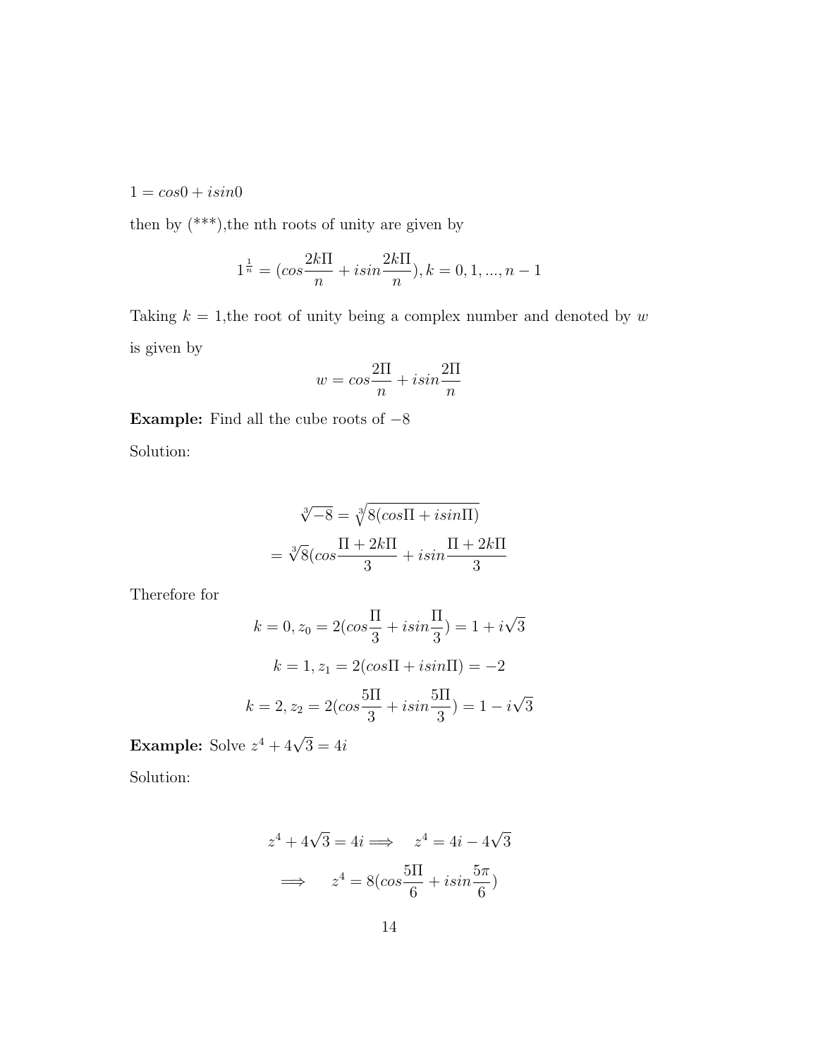$1 = cos0 + isin0$

then by (***),the nth roots of unity are given by

$$1^{\frac{1}{n}} = (cos\frac{2k\Pi}{n} + isin\frac{2k\Pi}{n}), k = 0, 1, ..., n-1$$

Taking $k = 1$,the root of unity being a complex number and denoted by $w$ is given by

$$w = cos\frac{2\Pi}{n} + isin\frac{2\Pi}{n}$$

**Example:** Find all the cube roots of $-8$

Solution:

$$\sqrt[3]{-8} = \sqrt[3]{8(cos\Pi + isin\Pi)}$$

$$= \sqrt[3]{8}(cos\frac{\Pi + 2k\Pi}{3} + isin\frac{\Pi + 2k\Pi}{3}$$

Therefore for

$$k = 0, z_0 = 2(cos\frac{\Pi}{3} + isin\frac{\Pi}{3}) = 1 + i\sqrt{3}$$

$$k = 1, z_1 = 2(cos\Pi + isin\Pi) = -2$$

$$k = 2, z_2 = 2(cos\frac{5\Pi}{3} + isin\frac{5\Pi}{3}) = 1 - i\sqrt{3}$$

**Example:** Solve $z^4 + 4\sqrt{3} = 4i$

Solution:

$$z^4 + 4\sqrt{3} = 4i \implies \quad z^4 = 4i - 4\sqrt{3}$$

$$\implies \quad z^4 = 8(cos\frac{5\Pi}{6} + isin\frac{5\pi}{6})$$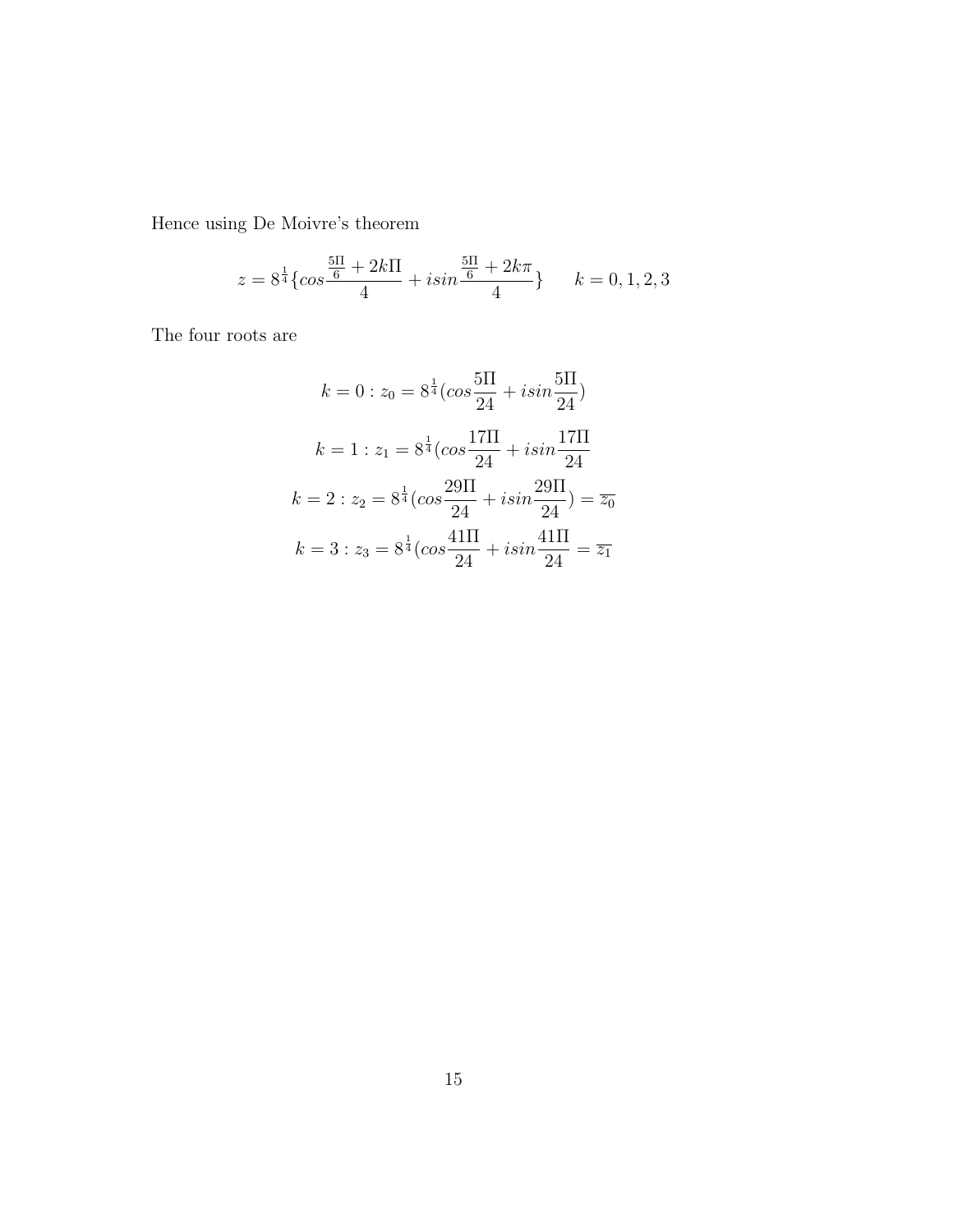Hence using De Moivre's theorem

$$z = 8^{\frac{1}{4}}\{cos\frac{\frac{5\Pi}{6}+2k\Pi}{4} + isin\frac{\frac{5\Pi}{6}+2k\pi}{4}\} \qquad k = 0,1,2,3$$

The four roots are

$$k = 0 : z_0 = 8^{\frac{1}{4}}(cos\frac{5\Pi}{24} + isin\frac{5\Pi}{24})$$

$$k = 1 : z_1 = 8^{\frac{1}{4}}(cos\frac{17\Pi}{24} + isin\frac{17\Pi}{24}$$

$$k = 2 : z_2 = 8^{\frac{1}{4}}(cos\frac{29\Pi}{24} + isin\frac{29\Pi}{24}) = \overline{z_0}$$

$$k = 3 : z_3 = 8^{\frac{1}{4}}(cos\frac{41\Pi}{24} + isin\frac{41\Pi}{24} = \overline{z_1}$$